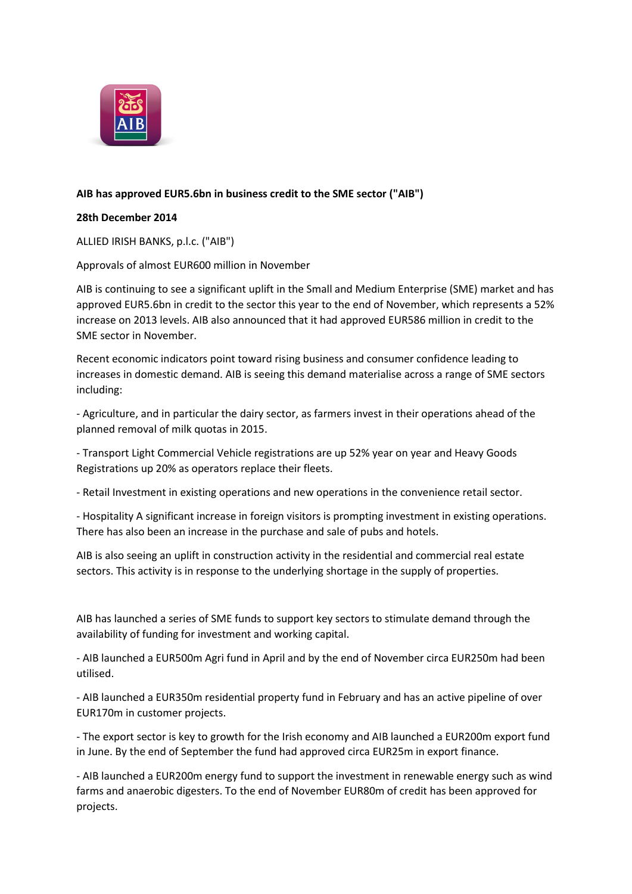**AIB has approved EUR5.6bn in business credit to the SME sector ("AIB")**

**28th December 2014**

ALLIED IRISH BANKS, p.l.c. ("AIB")

Approvals of almost EUR600 million in November

AIB is continuing to see a significant uplift in the Small and Medium Enterprise (SME) market and has approved EUR5.6bn in credit to the sector this year to the end of November, which represents a 52% increase on 2013 levels. AIB also announced that it had approved EUR586 million in credit to the SME sector in November.

Recent economic indicators point toward rising business and consumer confidence leading to increases in domestic demand. AIB is seeing this demand materialise across a range of SME sectors including:

- Agriculture, and in particular the dairy sector, as farmers invest in their operations ahead of the planned removal of milk quotas in 2015.

- Transport Light Commercial Vehicle registrations are up 52% year on year and Heavy Goods Registrations up 20% as operators replace their fleets.

- Retail Investment in existing operations and new operations in the convenience retail sector.

- Hospitality A significant increase in foreign visitors is prompting investment in existing operations. There has also been an increase in the purchase and sale of pubs and hotels.

AIB is also seeing an uplift in construction activity in the residential and commercial real estate sectors. This activity is in response to the underlying shortage in the supply of properties.

AIB has launched a series of SME funds to support key sectors to stimulate demand through the availability of funding for investment and working capital.

- AIB launched a EUR500m Agri fund in April and by the end of November circa EUR250m had been utilised.

- AIB launched a EUR350m residential property fund in February and has an active pipeline of over EUR170m in customer projects.

- The export sector is key to growth for the Irish economy and AIB launched a EUR200m export fund in June. By the end of September the fund had approved circa EUR25m in export finance.

- AIB launched a EUR200m energy fund to support the investment in renewable energy such as wind farms and anaerobic digesters. To the end of November EUR80m of credit has been approved for projects.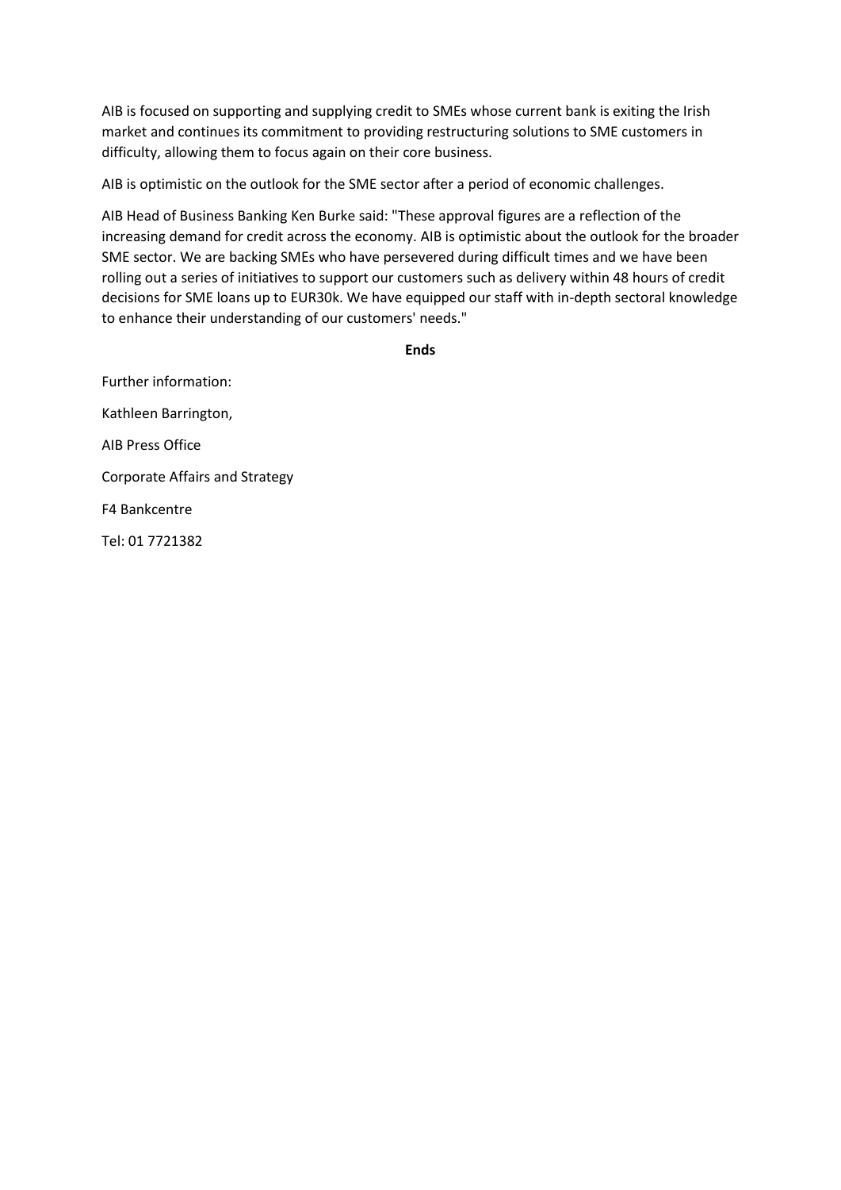AIB is focused on supporting and supplying credit to SMEs whose current bank is exiting the Irish market and continues its commitment to providing restructuring solutions to SME customers in difficulty, allowing them to focus again on their core business.

AIB is optimistic on the outlook for the SME sector after a period of economic challenges.

AIB Head of Business Banking Ken Burke said: "These approval figures are a reflection of the increasing demand for credit across the economy. AIB is optimistic about the outlook for the broader SME sector. We are backing SMEs who have persevered during difficult times and we have been rolling out a series of initiatives to support our customers such as delivery within 48 hours of credit decisions for SME loans up to EUR30k. We have equipped our staff with in-depth sectoral knowledge to enhance their understanding of our customers' needs."

**Ends**

Further information:

Kathleen Barrington,

AIB Press Office

Corporate Affairs and Strategy

F4 Bankcentre

Tel: 01 7721382